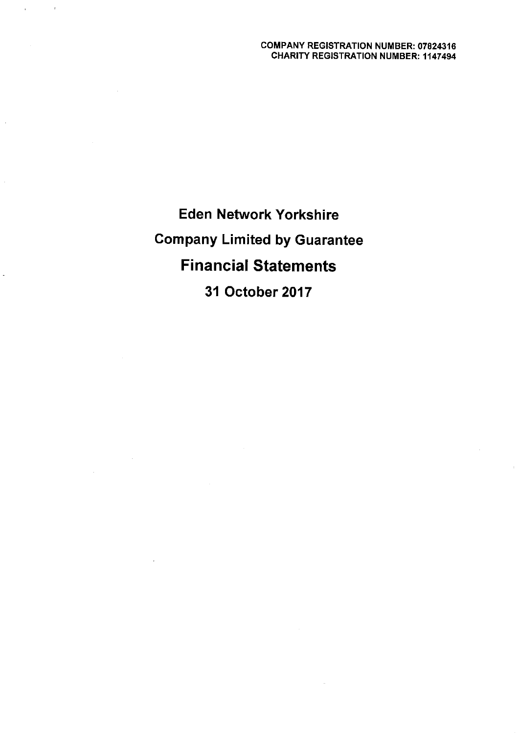COMPANY REGISTRATION NUMBER: 07824316
CHARITY REGISTRATION NUMBER: 1147494

# Eden Network Yorkshire

## Company Limited by Guarantee

# Financial Statements

## 31 October 2017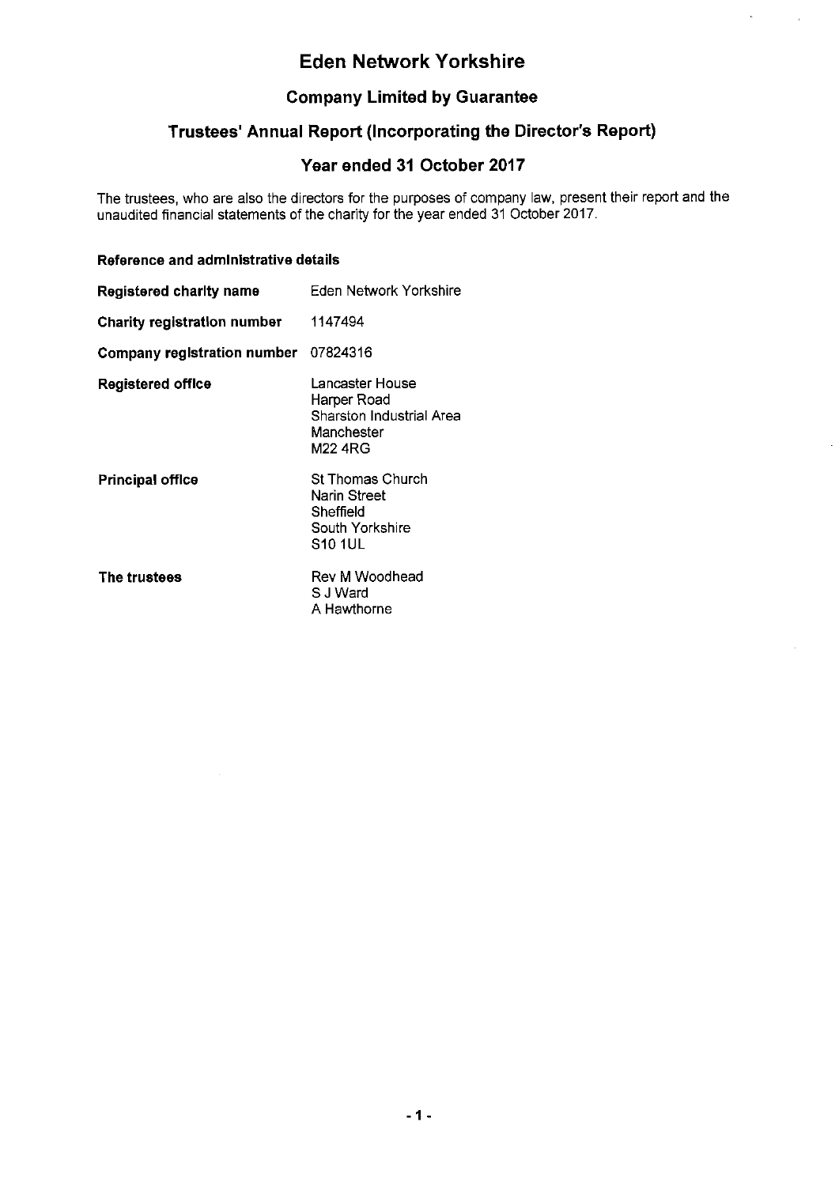# Eden Network Yorkshire

## Company Limited by Guarantee

## Trustees' Annual Report (Incorporating the Director's Report)

## Year ended 31 October 2017

The trustees, who are also the directors for the purposes of company law, present their report and the unaudited financial statements of the charity for the year ended 31 October 2017.

### Reference and administrative details

| | |
|---|---|
| **Registered charity name** | Eden Network Yorkshire |
| **Charity registration number** | 1147494 |
| **Company registration number** | 07824316 |
| **Registered office** | Lancaster House<br>Harper Road<br>Sharston Industrial Area<br>Manchester<br>M22 4RG |
| **Principal office** | St Thomas Church<br>Narin Street<br>Sheffield<br>South Yorkshire<br>S10 1UL |
| **The trustees** | Rev M Woodhead<br>S J Ward<br>A Hawthorne |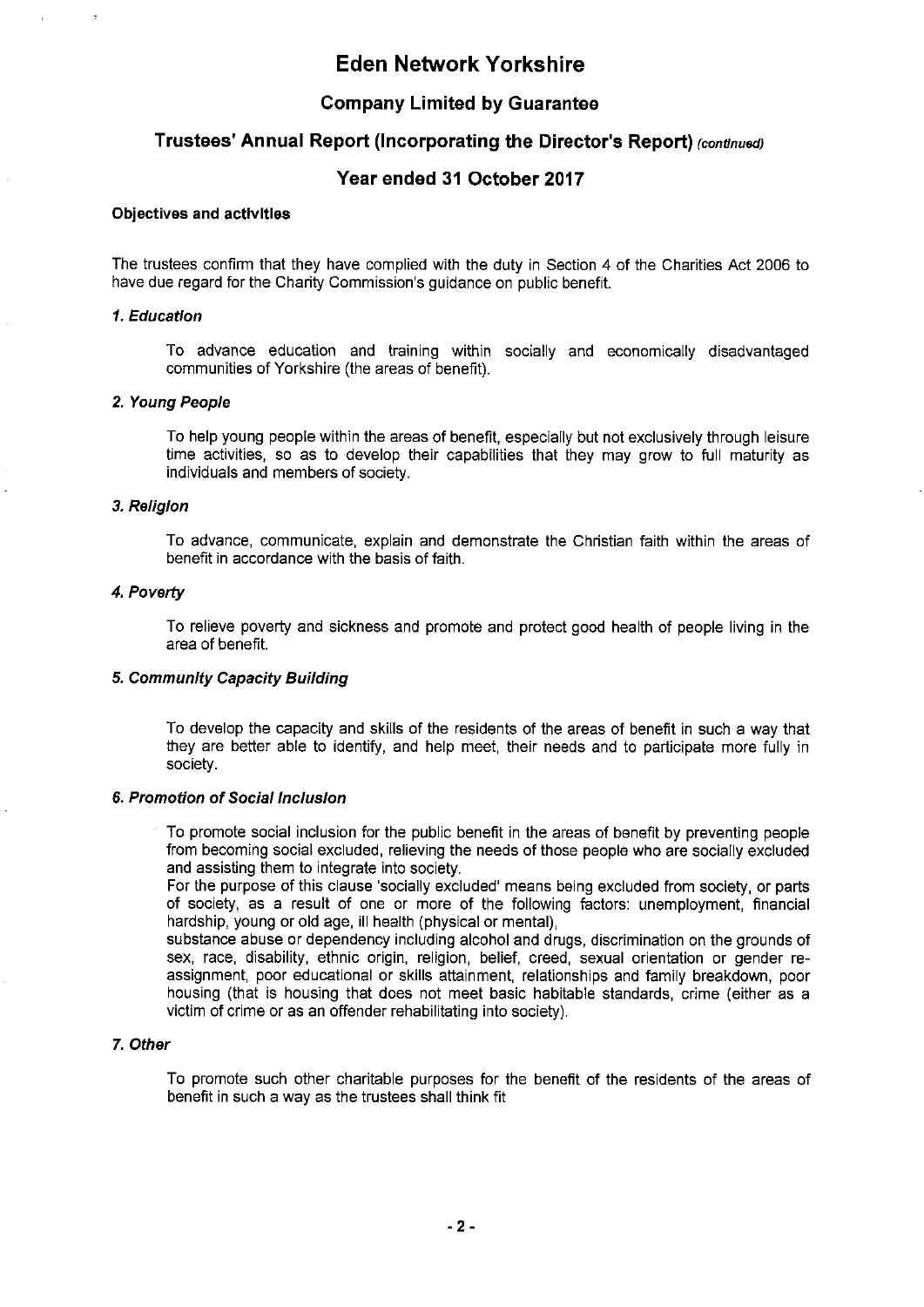# Eden Network Yorkshire

## Company Limited by Guarantee

## Trustees' Annual Report (Incorporating the Director's Report) *(continued)*

## Year ended 31 October 2017

### Objectives and activities

The trustees confirm that they have complied with the duty in Section 4 of the Charities Act 2006 to have due regard for the Charity Commission's guidance on public benefit.

#### *1. Education*

To advance education and training within socially and economically disadvantaged communities of Yorkshire (the areas of benefit).

#### *2. Young People*

To help young people within the areas of benefit, especially but not exclusively through leisure time activities, so as to develop their capabilities that they may grow to full maturity as individuals and members of society.

#### *3. Religion*

To advance, communicate, explain and demonstrate the Christian faith within the areas of benefit in accordance with the basis of faith.

#### *4. Poverty*

To relieve poverty and sickness and promote and protect good health of people living in the area of benefit.

#### *5. Community Capacity Building*

To develop the capacity and skills of the residents of the areas of benefit in such a way that they are better able to identify, and help meet, their needs and to participate more fully in society.

#### *6. Promotion of Social Inclusion*

To promote social inclusion for the public benefit in the areas of benefit by preventing people from becoming social excluded, relieving the needs of those people who are socially excluded and assisting them to integrate into society.
For the purpose of this clause 'socially excluded' means being excluded from society, or parts of society, as a result of one or more of the following factors: unemployment, financial hardship, young or old age, ill health (physical or mental),
substance abuse or dependency including alcohol and drugs, discrimination on the grounds of sex, race, disability, ethnic origin, religion, belief, creed, sexual orientation or gender re-assignment, poor educational or skills attainment, relationships and family breakdown, poor housing (that is housing that does not meet basic habitable standards, crime (either as a victim of crime or as an offender rehabilitating into society).

#### *7. Other*

To promote such other charitable purposes for the benefit of the residents of the areas of benefit in such a way as the trustees shall think fit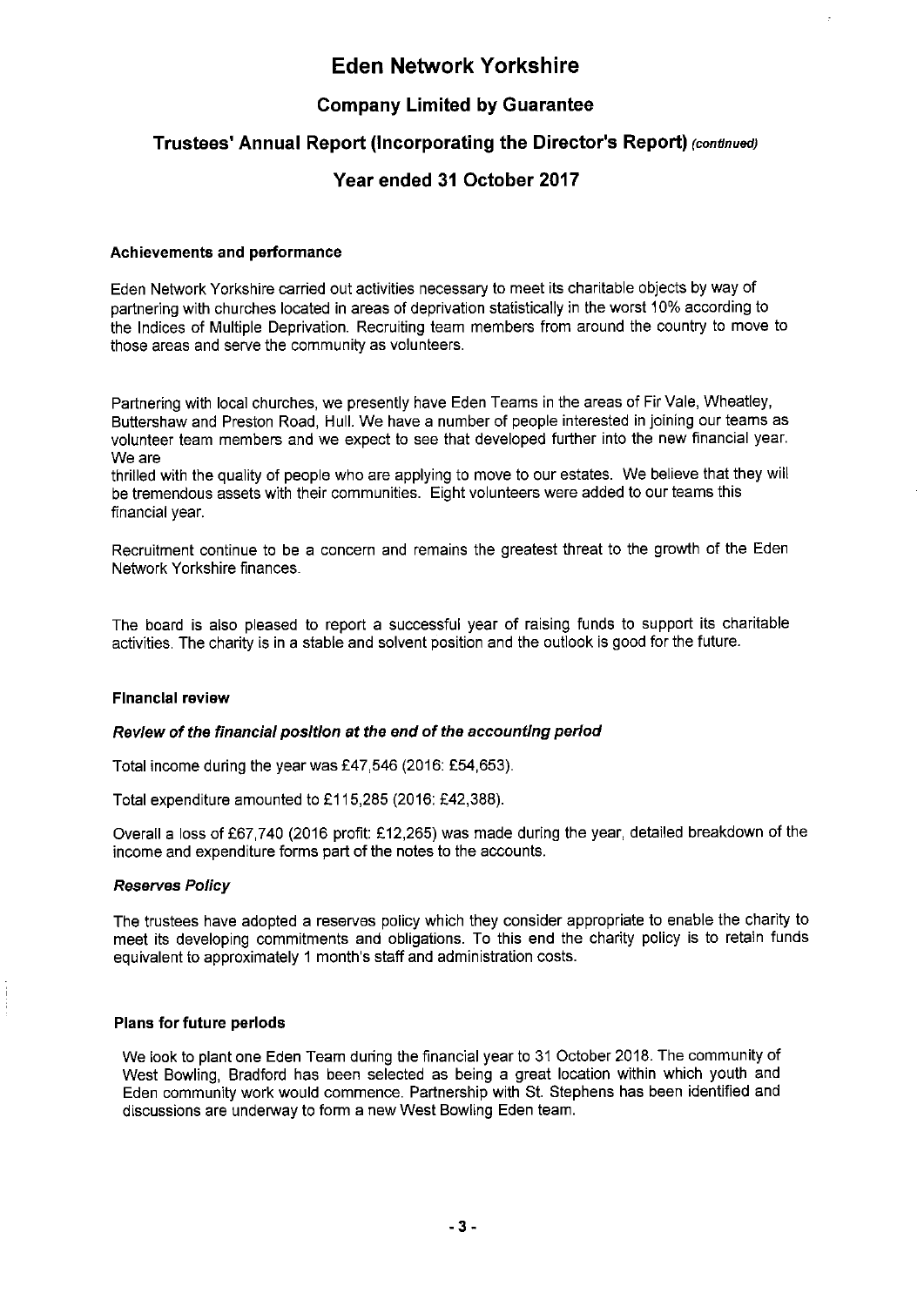# Eden Network Yorkshire

## Company Limited by Guarantee

## Trustees' Annual Report (Incorporating the Director's Report) *(continued)*

## Year ended 31 October 2017

### Achievements and performance

Eden Network Yorkshire carried out activities necessary to meet its charitable objects by way of partnering with churches located in areas of deprivation statistically in the worst 10% according to the Indices of Multiple Deprivation. Recruiting team members from around the country to move to those areas and serve the community as volunteers.

Partnering with local churches, we presently have Eden Teams in the areas of Fir Vale, Wheatley, Buttershaw and Preston Road, Hull. We have a number of people interested in joining our teams as volunteer team members and we expect to see that developed further into the new financial year. We are
thrilled with the quality of people who are applying to move to our estates. We believe that they will be tremendous assets with their communities. Eight volunteers were added to our teams this financial year.

Recruitment continue to be a concern and remains the greatest threat to the growth of the Eden Network Yorkshire finances.

The board is also pleased to report a successful year of raising funds to support its charitable activities. The charity is in a stable and solvent position and the outlook is good for the future.

### Financial review

#### *Review of the financial position at the end of the accounting period*

Total income during the year was £47,546 (2016: £54,653).

Total expenditure amounted to £115,285 (2016: £42,388).

Overall a loss of £67,740 (2016 profit: £12,265) was made during the year, detailed breakdown of the income and expenditure forms part of the notes to the accounts.

#### *Reserves Policy*

The trustees have adopted a reserves policy which they consider appropriate to enable the charity to meet its developing commitments and obligations. To this end the charity policy is to retain funds equivalent to approximately 1 month's staff and administration costs.

### Plans for future periods

We look to plant one Eden Team during the financial year to 31 October 2018. The community of West Bowling, Bradford has been selected as being a great location within which youth and Eden community work would commence. Partnership with St. Stephens has been identified and discussions are underway to form a new West Bowling Eden team.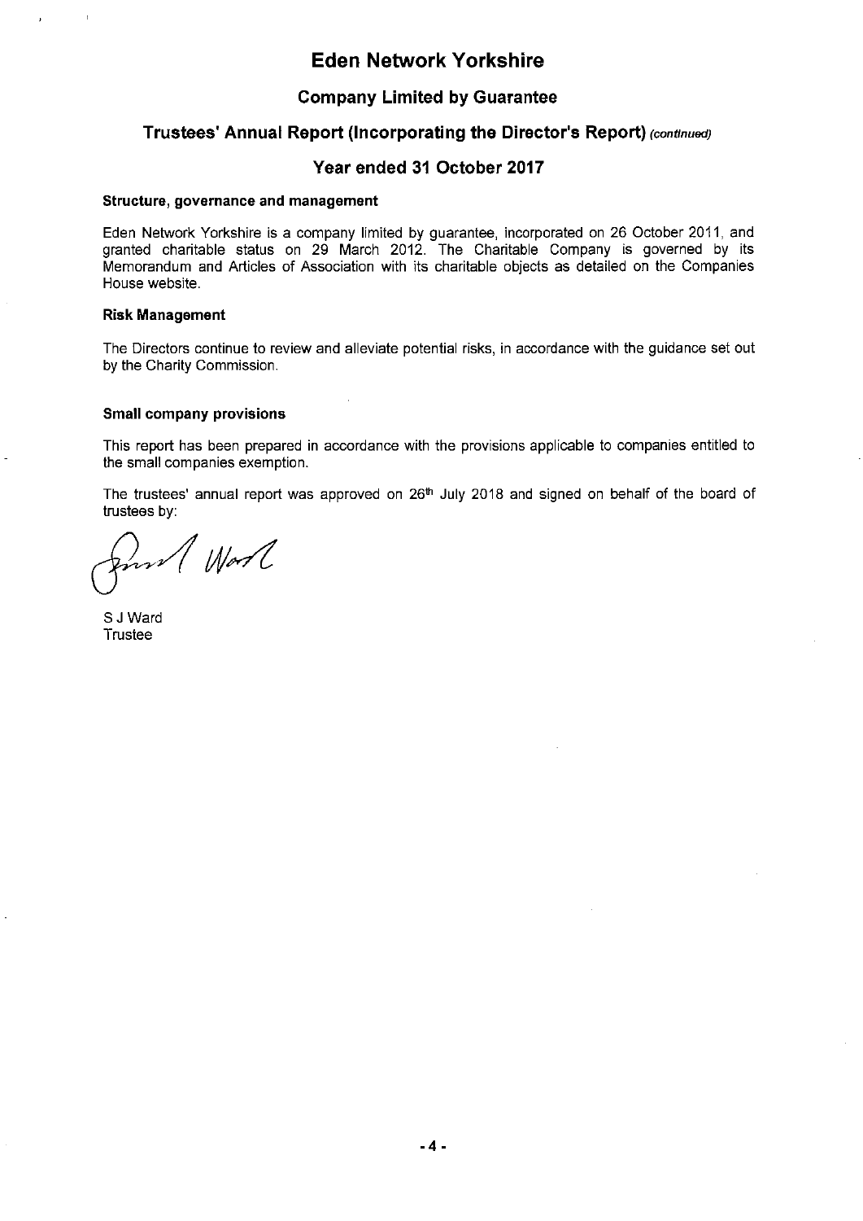# Eden Network Yorkshire

## Company Limited by Guarantee

## Trustees' Annual Report (Incorporating the Director's Report) *(continued)*

## Year ended 31 October 2017

### Structure, governance and management

Eden Network Yorkshire is a company limited by guarantee, incorporated on 26 October 2011, and granted charitable status on 29 March 2012. The Charitable Company is governed by its Memorandum and Articles of Association with its charitable objects as detailed on the Companies House website.

### Risk Management

The Directors continue to review and alleviate potential risks, in accordance with the guidance set out by the Charity Commission.

### Small company provisions

This report has been prepared in accordance with the provisions applicable to companies entitled to the small companies exemption.

The trustees' annual report was approved on 26th July 2018 and signed on behalf of the board of trustees by:

S J Ward
Trustee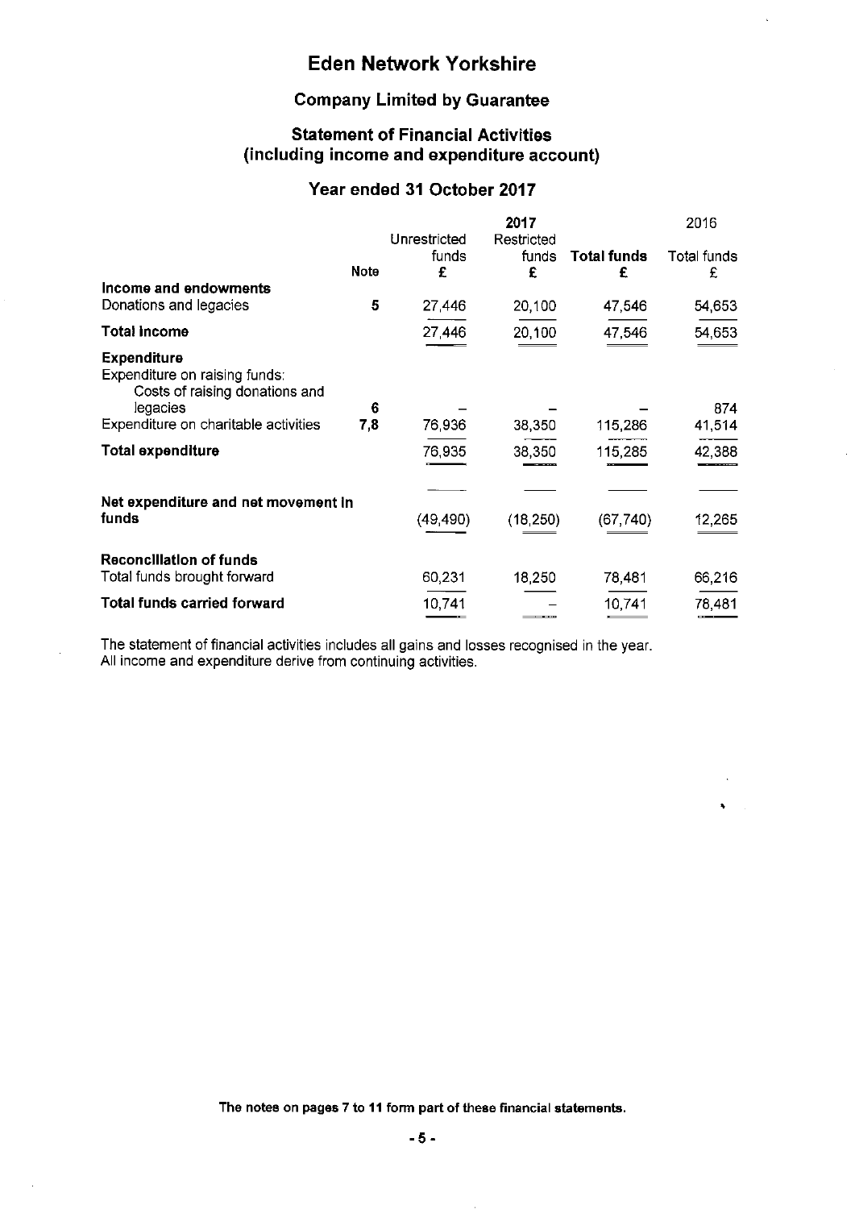# Eden Network Yorkshire

## Company Limited by Guarantee

## Statement of Financial Activities (including income and expenditure account)

## Year ended 31 October 2017

| | Note | 2017 Unrestricted funds £ | Restricted funds £ | Total funds £ | 2016 Total funds £ |
|---|---|---|---|---|---|
| **Income and endowments** | | | | | |
| Donations and legacies | 5 | 27,446 | 20,100 | 47,546 | 54,653 |
| **Total income** | | 27,446 | 20,100 | 47,546 | 54,653 |
| **Expenditure** | | | | | |
| Expenditure on raising funds: | | | | | |
| Costs of raising donations and legacies | 6 | – | – | – | 874 |
| Expenditure on charitable activities | 7,8 | 76,936 | 38,350 | 115,286 | 41,514 |
| **Total expenditure** | | 76,935 | 38,350 | 115,285 | 42,388 |
| **Net expenditure and net movement in funds** | | (49,490) | (18,250) | (67,740) | 12,265 |
| **Reconciliation of funds** | | | | | |
| Total funds brought forward | | 60,231 | 18,250 | 78,481 | 66,216 |
| **Total funds carried forward** | | 10,741 | – | 10,741 | 78,481 |

The statement of financial activities includes all gains and losses recognised in the year.
All income and expenditure derive from continuing activities.

**The notes on pages 7 to 11 form part of these financial statements.**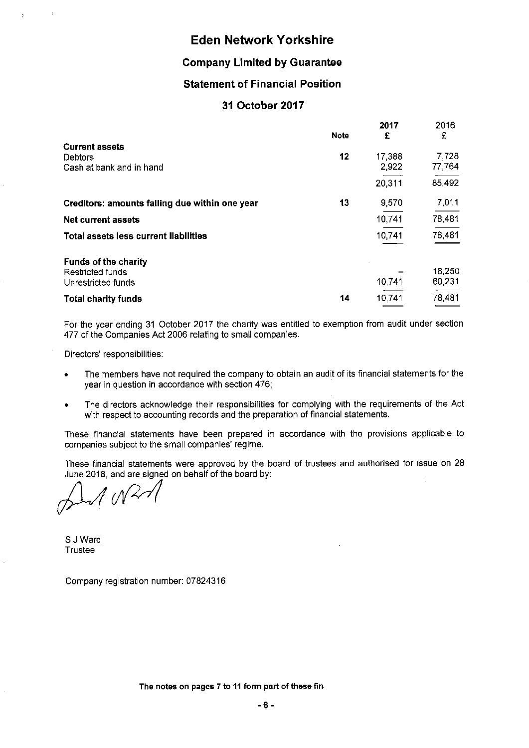# Eden Network Yorkshire

## Company Limited by Guarantee

## Statement of Financial Position

## 31 October 2017

| | Note | 2017 £ | 2016 £ |
|---|---|---|---|
| **Current assets** | | | |
| Debtors | 12 | 17,388 | 7,728 |
| Cash at bank and in hand | | 2,922 | 77,764 |
| | | 20,311 | 85,492 |
| **Creditors: amounts falling due within one year** | 13 | 9,570 | 7,011 |
| **Net current assets** | | 10,741 | 78,481 |
| **Total assets less current liabilities** | | 10,741 | 78,481 |
| **Funds of the charity** | | | |
| Restricted funds | | – | 18,250 |
| Unrestricted funds | | 10,741 | 60,231 |
| **Total charity funds** | 14 | 10,741 | 78,481 |

For the year ending 31 October 2017 the charity was entitled to exemption from audit under section 477 of the Companies Act 2006 relating to small companies.

Directors' responsibilities:

- The members have not required the company to obtain an audit of its financial statements for the year in question in accordance with section 476;
- The directors acknowledge their responsibilities for complying with the requirements of the Act with respect to accounting records and the preparation of financial statements.

These financial statements have been prepared in accordance with the provisions applicable to companies subject to the small companies' regime.

These financial statements were approved by the board of trustees and authorised for issue on 28 June 2018, and are signed on behalf of the board by:

S J Ward
Trustee

Company registration number: 07824316

**The notes on pages 7 to 11 form part of these fin**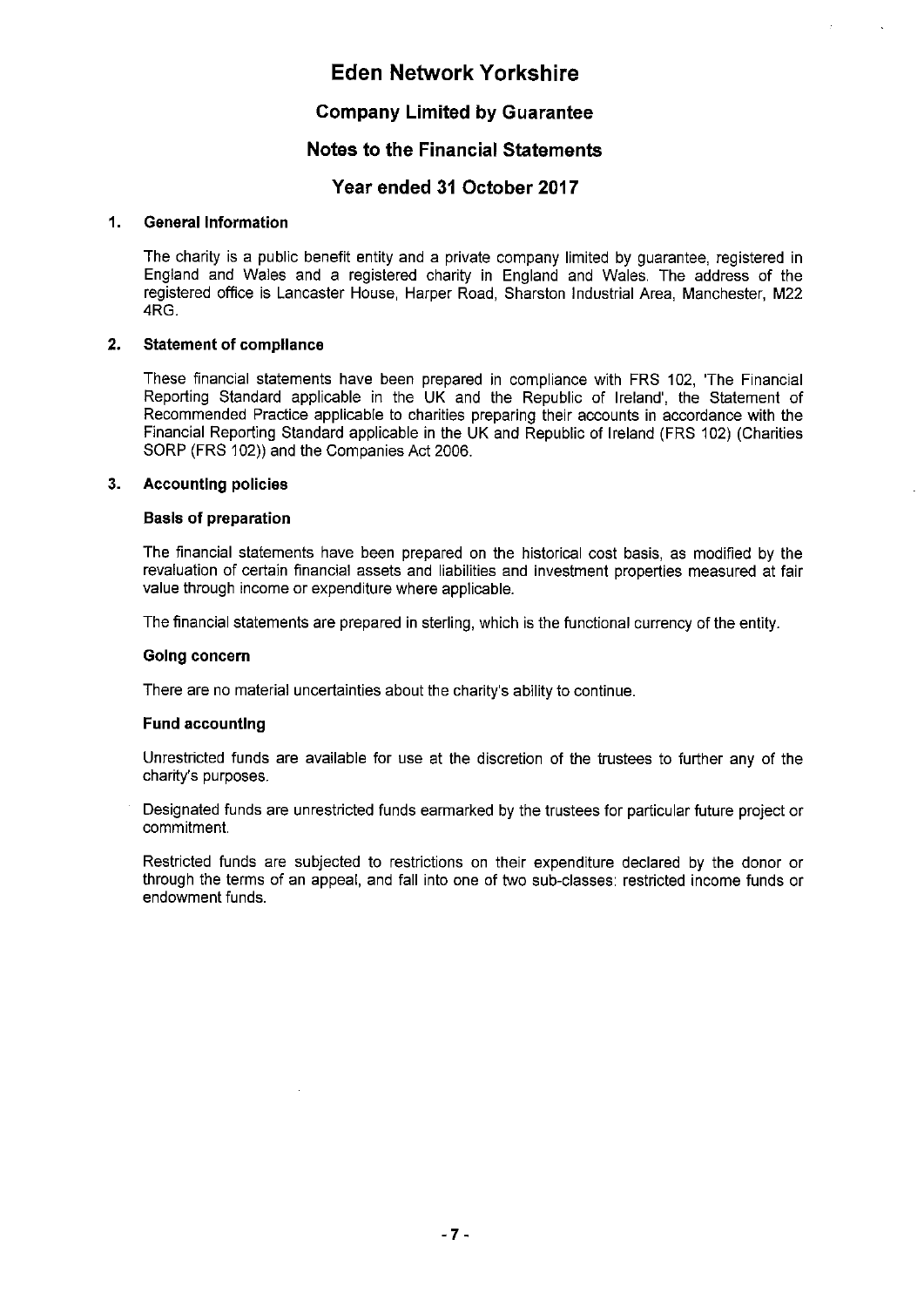# Eden Network Yorkshire

## Company Limited by Guarantee

## Notes to the Financial Statements

## Year ended 31 October 2017

### 1. General information

The charity is a public benefit entity and a private company limited by guarantee, registered in England and Wales and a registered charity in England and Wales. The address of the registered office is Lancaster House, Harper Road, Sharston Industrial Area, Manchester, M22 4RG.

### 2. Statement of compliance

These financial statements have been prepared in compliance with FRS 102, 'The Financial Reporting Standard applicable in the UK and the Republic of Ireland', the Statement of Recommended Practice applicable to charities preparing their accounts in accordance with the Financial Reporting Standard applicable in the UK and Republic of Ireland (FRS 102) (Charities SORP (FRS 102)) and the Companies Act 2006.

### 3. Accounting policies

#### Basis of preparation

The financial statements have been prepared on the historical cost basis, as modified by the revaluation of certain financial assets and liabilities and investment properties measured at fair value through income or expenditure where applicable.

The financial statements are prepared in sterling, which is the functional currency of the entity.

#### Going concern

There are no material uncertainties about the charity's ability to continue.

#### Fund accounting

Unrestricted funds are available for use at the discretion of the trustees to further any of the charity's purposes.

Designated funds are unrestricted funds earmarked by the trustees for particular future project or commitment.

Restricted funds are subjected to restrictions on their expenditure declared by the donor or through the terms of an appeal, and fall into one of two sub-classes: restricted income funds or endowment funds.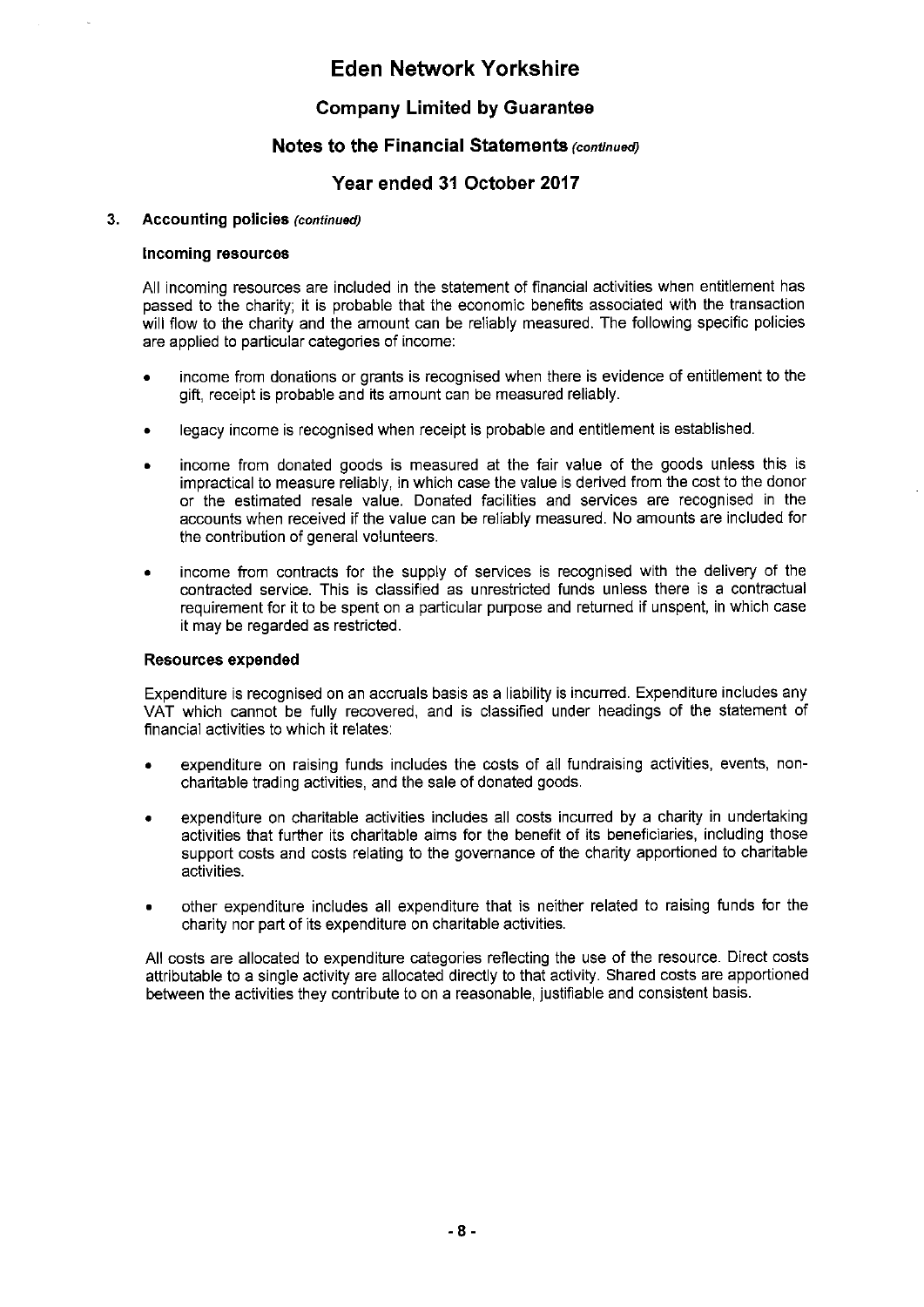# Eden Network Yorkshire

## Company Limited by Guarantee

### Notes to the Financial Statements *(continued)*

### Year ended 31 October 2017

**3. Accounting policies** *(continued)*

**Incoming resources**

All incoming resources are included in the statement of financial activities when entitlement has passed to the charity; it is probable that the economic benefits associated with the transaction will flow to the charity and the amount can be reliably measured. The following specific policies are applied to particular categories of income:

- income from donations or grants is recognised when there is evidence of entitlement to the gift, receipt is probable and its amount can be measured reliably.
- legacy income is recognised when receipt is probable and entitlement is established.
- income from donated goods is measured at the fair value of the goods unless this is impractical to measure reliably, in which case the value is derived from the cost to the donor or the estimated resale value. Donated facilities and services are recognised in the accounts when received if the value can be reliably measured. No amounts are included for the contribution of general volunteers.
- income from contracts for the supply of services is recognised with the delivery of the contracted service. This is classified as unrestricted funds unless there is a contractual requirement for it to be spent on a particular purpose and returned if unspent, in which case it may be regarded as restricted.

**Resources expended**

Expenditure is recognised on an accruals basis as a liability is incurred. Expenditure includes any VAT which cannot be fully recovered, and is classified under headings of the statement of financial activities to which it relates:

- expenditure on raising funds includes the costs of all fundraising activities, events, non-charitable trading activities, and the sale of donated goods.
- expenditure on charitable activities includes all costs incurred by a charity in undertaking activities that further its charitable aims for the benefit of its beneficiaries, including those support costs and costs relating to the governance of the charity apportioned to charitable activities.
- other expenditure includes all expenditure that is neither related to raising funds for the charity nor part of its expenditure on charitable activities.

All costs are allocated to expenditure categories reflecting the use of the resource. Direct costs attributable to a single activity are allocated directly to that activity. Shared costs are apportioned between the activities they contribute to on a reasonable, justifiable and consistent basis.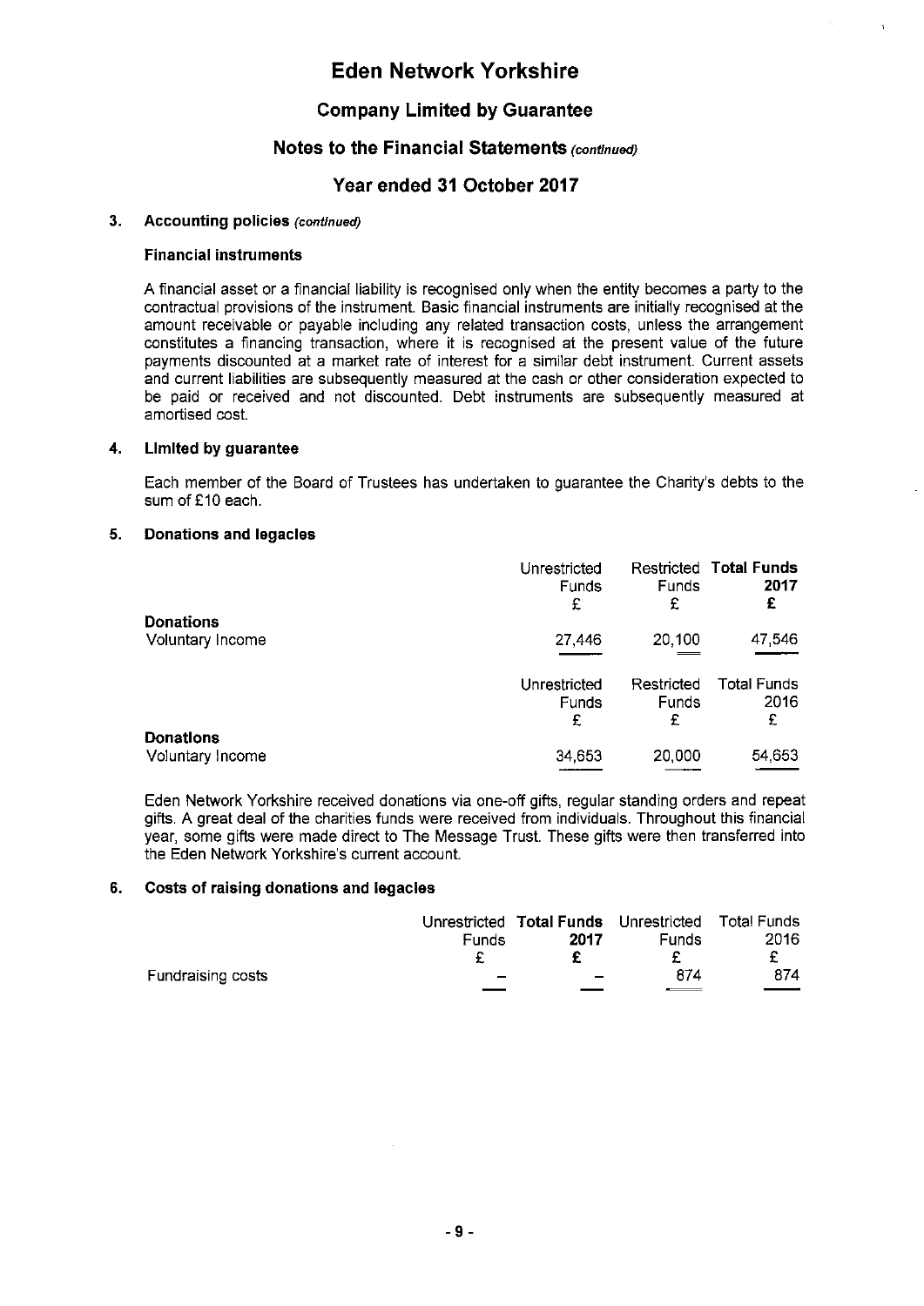# Eden Network Yorkshire

## Company Limited by Guarantee

## Notes to the Financial Statements *(continued)*

## Year ended 31 October 2017

### 3. Accounting policies *(continued)*

#### Financial instruments

A financial asset or a financial liability is recognised only when the entity becomes a party to the contractual provisions of the instrument. Basic financial instruments are initially recognised at the amount receivable or payable including any related transaction costs, unless the arrangement constitutes a financing transaction, where it is recognised at the present value of the future payments discounted at a market rate of interest for a similar debt instrument. Current assets and current liabilities are subsequently measured at the cash or other consideration expected to be paid or received and not discounted. Debt instruments are subsequently measured at amortised cost.

### 4. Limited by guarantee

Each member of the Board of Trustees has undertaken to guarantee the Charity's debts to the sum of £10 each.

### 5. Donations and legacies

| | Unrestricted Funds £ | Restricted Funds £ | **Total Funds 2017 £** |
|---|---|---|---|
| **Donations** | | | |
| Voluntary Income | 27,446 | 20,100 | 47,546 |

| | Unrestricted Funds £ | Restricted Funds £ | Total Funds 2016 £ |
|---|---|---|---|
| **Donations** | | | |
| Voluntary Income | 34,653 | 20,000 | 54,653 |

Eden Network Yorkshire received donations via one-off gifts, regular standing orders and repeat gifts. A great deal of the charities funds were received from individuals. Throughout this financial year, some gifts were made direct to The Message Trust. These gifts were then transferred into the Eden Network Yorkshire's current account.

### 6. Costs of raising donations and legacies

| | Unrestricted Funds £ | **Total Funds 2017 £** | Unrestricted Funds £ | Total Funds 2016 £ |
|---|---|---|---|---|
| Fundraising costs | – | – | 874 | 874 |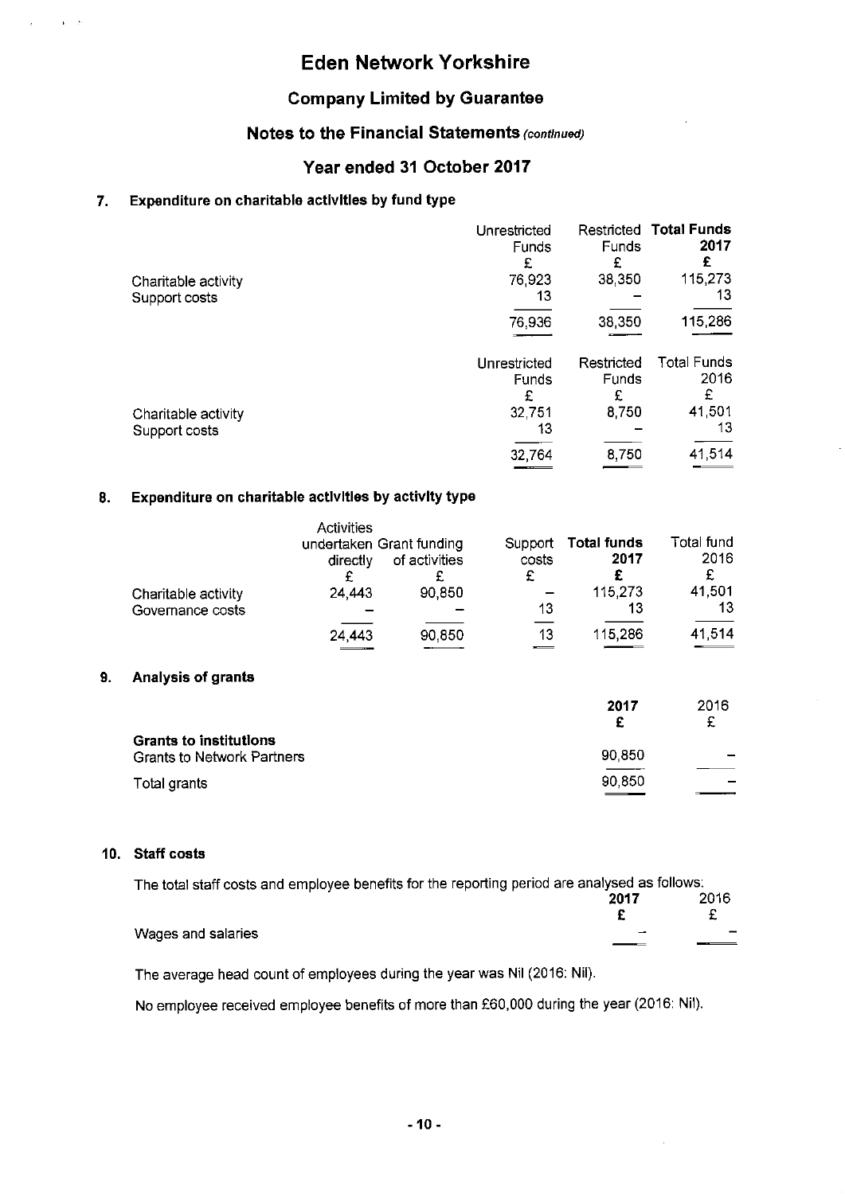# Eden Network Yorkshire

## Company Limited by Guarantee

## Notes to the Financial Statements *(continued)*

## Year ended 31 October 2017

### 7. Expenditure on charitable activities by fund type

| | Unrestricted Funds | Restricted Funds | **Total Funds 2017** |
|---|---|---|---|
| | £ | £ | **£** |
| Charitable activity | 76,923 | 38,350 | 115,273 |
| Support costs | 13 | – | 13 |
| | 76,936 | 38,350 | 115,286 |

| | Unrestricted Funds | Restricted Funds | Total Funds 2016 |
|---|---|---|---|
| | £ | £ | £ |
| Charitable activity | 32,751 | 8,750 | 41,501 |
| Support costs | 13 | – | 13 |
| | 32,764 | 8,750 | 41,514 |

### 8. Expenditure on charitable activities by activity type

| | Activities undertaken directly | Grant funding of activities | Support costs | **Total funds 2017** | Total fund 2016 |
|---|---|---|---|---|---|
| | £ | £ | £ | **£** | £ |
| Charitable activity | 24,443 | 90,850 | – | 115,273 | 41,501 |
| Governance costs | – | – | 13 | 13 | 13 |
| | 24,443 | 90,850 | 13 | 115,286 | 41,514 |

### 9. Analysis of grants

| | **2017** | 2016 |
|---|---|---|
| | **£** | £ |
| **Grants to institutions** | | |
| Grants to Network Partners | 90,850 | – |
| Total grants | 90,850 | – |

### 10. Staff costs

The total staff costs and employee benefits for the reporting period are analysed as follows:

| | **2017** | 2016 |
|---|---|---|
| | **£** | £ |
| Wages and salaries | – | – |

The average head count of employees during the year was Nil (2016: Nil).

No employee received employee benefits of more than £60,000 during the year (2016: Nil).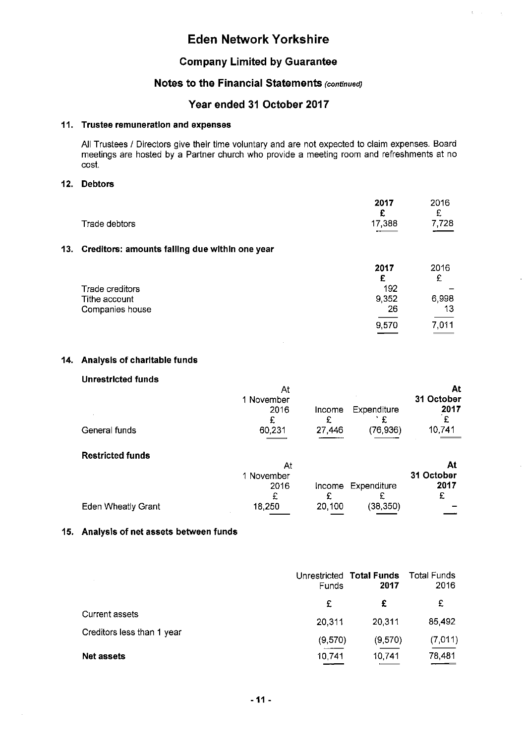# Eden Network Yorkshire

## Company Limited by Guarantee

## Notes to the Financial Statements *(continued)*

## Year ended 31 October 2017

### 11. Trustee remuneration and expenses

All Trustees / Directors give their time voluntary and are not expected to claim expenses. Board meetings are hosted by a Partner church who provide a meeting room and refreshments at no cost.

### 12. Debtors

| | 2017 | 2016 |
|---|---|---|
| | £ | £ |
| Trade debtors | 17,388 | 7,728 |

### 13. Creditors: amounts falling due within one year

| | 2017 | 2016 |
|---|---|---|
| | £ | £ |
| Trade creditors | 192 | – |
| Tithe account | 9,352 | 6,998 |
| Companies house | 26 | 13 |
| | 9,570 | 7,011 |

### 14. Analysis of charitable funds

**Unrestricted funds**

| | At 1 November 2016 | Income | Expenditure | At 31 October 2017 |
|---|---|---|---|---|
| | £ | £ | £ | £ |
| General funds | 60,231 | 27,446 | (76,936) | 10,741 |

**Restricted funds**

| | At 1 November 2016 | Income | Expenditure | At 31 October 2017 |
|---|---|---|---|---|
| | £ | £ | £ | £ |
| Eden Wheatly Grant | 18,250 | 20,100 | (38,350) | – |

### 15. Analysis of net assets between funds

| | Unrestricted Funds | Total Funds 2017 | Total Funds 2016 |
|---|---|---|---|
| | £ | £ | £ |
| Current assets | 20,311 | 20,311 | 85,492 |
| Creditors less than 1 year | (9,570) | (9,570) | (7,011) |
| **Net assets** | 10,741 | 10,741 | 78,481 |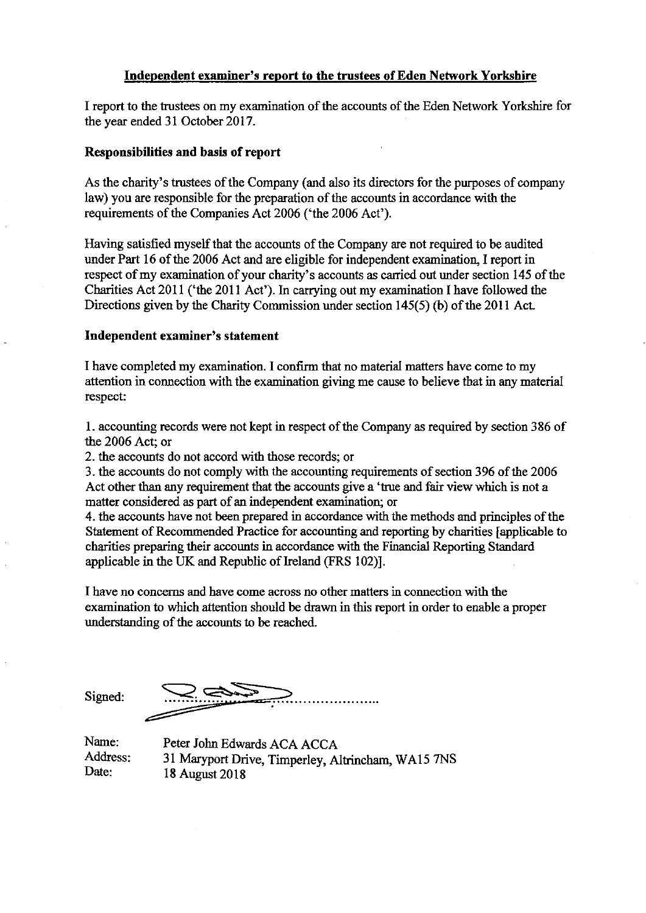# Independent examiner's report to the trustees of Eden Network Yorkshire

I report to the trustees on my examination of the accounts of the Eden Network Yorkshire for the year ended 31 October 2017.

## Responsibilities and basis of report

As the charity's trustees of the Company (and also its directors for the purposes of company law) you are responsible for the preparation of the accounts in accordance with the requirements of the Companies Act 2006 ('the 2006 Act').

Having satisfied myself that the accounts of the Company are not required to be audited under Part 16 of the 2006 Act and are eligible for independent examination, I report in respect of my examination of your charity's accounts as carried out under section 145 of the Charities Act 2011 ('the 2011 Act'). In carrying out my examination I have followed the Directions given by the Charity Commission under section 145(5) (b) of the 2011 Act.

## Independent examiner's statement

I have completed my examination. I confirm that no material matters have come to my attention in connection with the examination giving me cause to believe that in any material respect:

1. accounting records were not kept in respect of the Company as required by section 386 of the 2006 Act; or
2. the accounts do not accord with those records; or
3. the accounts do not comply with the accounting requirements of section 396 of the 2006 Act other than any requirement that the accounts give a 'true and fair view which is not a matter considered as part of an independent examination; or
4. the accounts have not been prepared in accordance with the methods and principles of the Statement of Recommended Practice for accounting and reporting by charities [applicable to charities preparing their accounts in accordance with the Financial Reporting Standard applicable in the UK and Republic of Ireland (FRS 102)].

I have no concerns and have come across no other matters in connection with the examination to which attention should be drawn in this report in order to enable a proper understanding of the accounts to be reached.

Signed: ....................................

Name: Peter John Edwards ACA ACCA
Address: 31 Maryport Drive, Timperley, Altrincham, WA15 7NS
Date: 18 August 2018